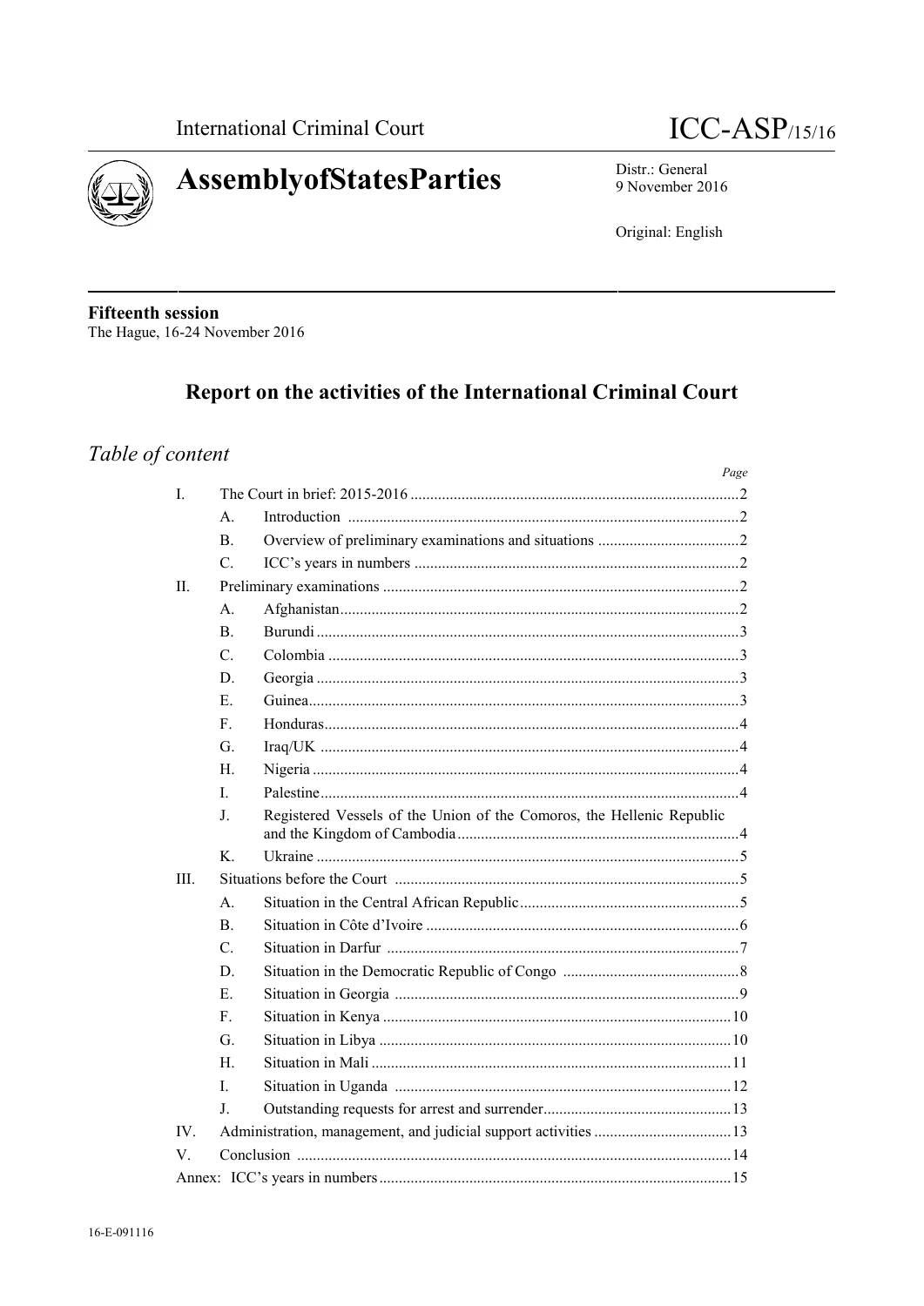International Criminal Court

# ICC-ASP/15/16

**AssemblyofStatesParties**

Distr.: General
9 November 2016

Original: English

**Fifteenth session**
The Hague, 16-24 November 2016

## Report on the activities of the International Criminal Court

### *Table of content*

| | | | *Page* |
|---|---|---|---|
| I. | | The Court in brief: 2015-2016 | 2 |
| | A. | Introduction | 2 |
| | B. | Overview of preliminary examinations and situations | 2 |
| | C. | ICC's years in numbers | 2 |
| II. | | Preliminary examinations | 2 |
| | A. | Afghanistan | 2 |
| | B. | Burundi | 3 |
| | C. | Colombia | 3 |
| | D. | Georgia | 3 |
| | E. | Guinea | 3 |
| | F. | Honduras | 4 |
| | G. | Iraq/UK | 4 |
| | H. | Nigeria | 4 |
| | I. | Palestine | 4 |
| | J. | Registered Vessels of the Union of the Comoros, the Hellenic Republic and the Kingdom of Cambodia | 4 |
| | K. | Ukraine | 5 |
| III. | | Situations before the Court | 5 |
| | A. | Situation in the Central African Republic | 5 |
| | B. | Situation in Côte d'Ivoire | 6 |
| | C. | Situation in Darfur | 7 |
| | D. | Situation in the Democratic Republic of Congo | 8 |
| | E. | Situation in Georgia | 9 |
| | F. | Situation in Kenya | 10 |
| | G. | Situation in Libya | 10 |
| | H. | Situation in Mali | 11 |
| | I. | Situation in Uganda | 12 |
| | J. | Outstanding requests for arrest and surrender | 13 |
| IV. | | Administration, management, and judicial support activities | 13 |
| V. | | Conclusion | 14 |
| Annex: | | ICC's years in numbers | 15 |

16-E-091116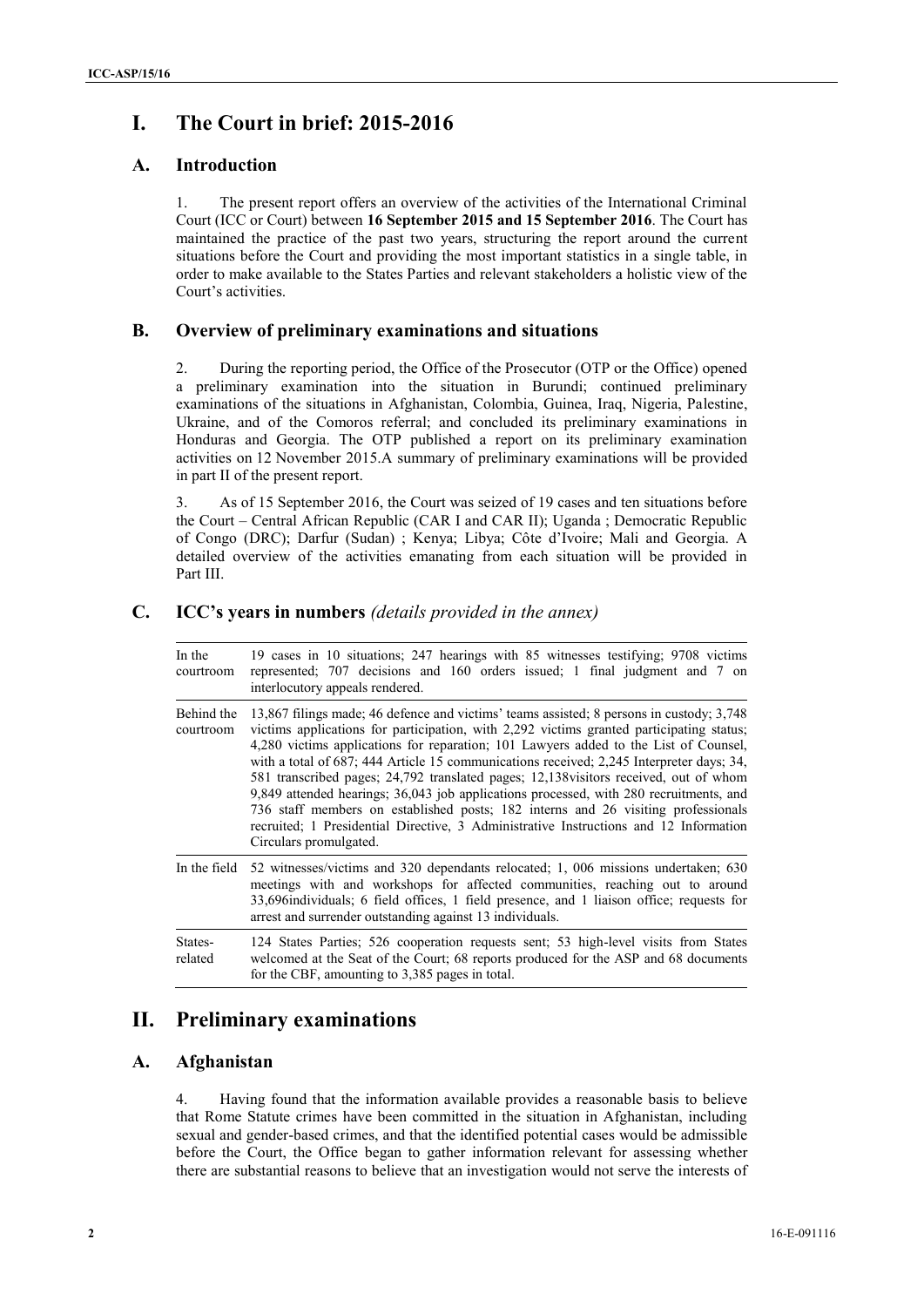# I. The Court in brief: 2015-2016

## A. Introduction

1. The present report offers an overview of the activities of the International Criminal Court (ICC or Court) between **16 September 2015 and 15 September 2016**. The Court has maintained the practice of the past two years, structuring the report around the current situations before the Court and providing the most important statistics in a single table, in order to make available to the States Parties and relevant stakeholders a holistic view of the Court's activities.

## B. Overview of preliminary examinations and situations

2. During the reporting period, the Office of the Prosecutor (OTP or the Office) opened a preliminary examination into the situation in Burundi; continued preliminary examinations of the situations in Afghanistan, Colombia, Guinea, Iraq, Nigeria, Palestine, Ukraine, and of the Comoros referral; and concluded its preliminary examinations in Honduras and Georgia. The OTP published a report on its preliminary examination activities on 12 November 2015.A summary of preliminary examinations will be provided in part II of the present report.

3. As of 15 September 2016, the Court was seized of 19 cases and ten situations before the Court – Central African Republic (CAR I and CAR II); Uganda ; Democratic Republic of Congo (DRC); Darfur (Sudan) ; Kenya; Libya; Côte d'Ivoire; Mali and Georgia. A detailed overview of the activities emanating from each situation will be provided in Part III.

## C. ICC's years in numbers *(details provided in the annex)*

| | |
|---|---|
| In the courtroom | 19 cases in 10 situations; 247 hearings with 85 witnesses testifying; 9708 victims represented; 707 decisions and 160 orders issued; 1 final judgment and 7 on interlocutory appeals rendered. |
| Behind the courtroom | 13,867 filings made; 46 defence and victims' teams assisted; 8 persons in custody; 3,748 victims applications for participation, with 2,292 victims granted participating status; 4,280 victims applications for reparation; 101 Lawyers added to the List of Counsel, with a total of 687; 444 Article 15 communications received; 2,245 Interpreter days; 34, 581 transcribed pages; 24,792 translated pages; 12,138visitors received, out of whom 9,849 attended hearings; 36,043 job applications processed, with 280 recruitments, and 736 staff members on established posts; 182 interns and 26 visiting professionals recruited; 1 Presidential Directive, 3 Administrative Instructions and 12 Information Circulars promulgated. |
| In the field | 52 witnesses/victims and 320 dependants relocated; 1, 006 missions undertaken; 630 meetings with and workshops for affected communities, reaching out to around 33,696individuals; 6 field offices, 1 field presence, and 1 liaison office; requests for arrest and surrender outstanding against 13 individuals. |
| States-related | 124 States Parties; 526 cooperation requests sent; 53 high-level visits from States welcomed at the Seat of the Court; 68 reports produced for the ASP and 68 documents for the CBF, amounting to 3,385 pages in total. |

# II. Preliminary examinations

## A. Afghanistan

4. Having found that the information available provides a reasonable basis to believe that Rome Statute crimes have been committed in the situation in Afghanistan, including sexual and gender-based crimes, and that the identified potential cases would be admissible before the Court, the Office began to gather information relevant for assessing whether there are substantial reasons to believe that an investigation would not serve the interests of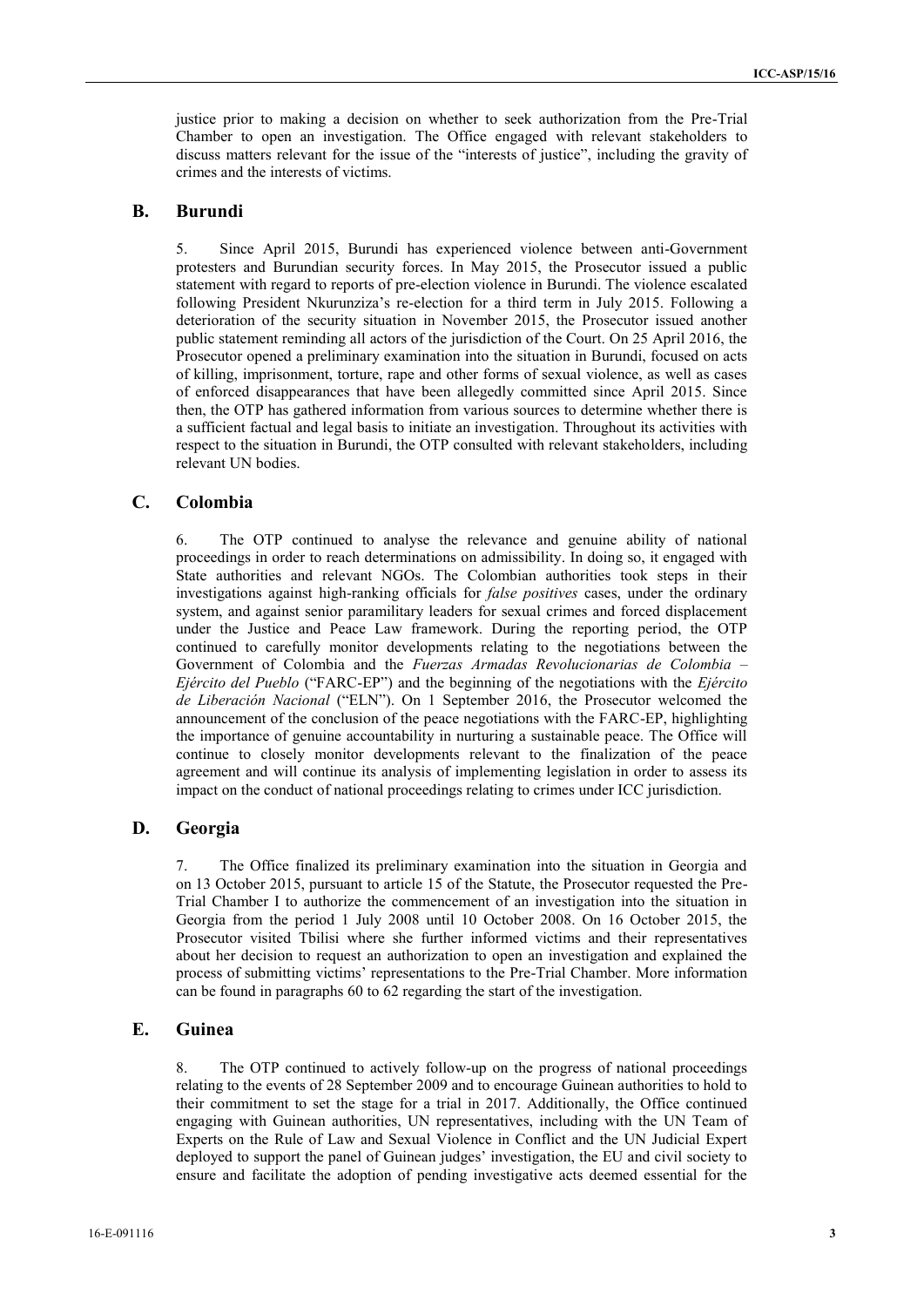justice prior to making a decision on whether to seek authorization from the Pre-Trial Chamber to open an investigation. The Office engaged with relevant stakeholders to discuss matters relevant for the issue of the "interests of justice", including the gravity of crimes and the interests of victims.

## B. Burundi

5. Since April 2015, Burundi has experienced violence between anti-Government protesters and Burundian security forces. In May 2015, the Prosecutor issued a public statement with regard to reports of pre-election violence in Burundi. The violence escalated following President Nkurunziza's re-election for a third term in July 2015. Following a deterioration of the security situation in November 2015, the Prosecutor issued another public statement reminding all actors of the jurisdiction of the Court. On 25 April 2016, the Prosecutor opened a preliminary examination into the situation in Burundi, focused on acts of killing, imprisonment, torture, rape and other forms of sexual violence, as well as cases of enforced disappearances that have been allegedly committed since April 2015. Since then, the OTP has gathered information from various sources to determine whether there is a sufficient factual and legal basis to initiate an investigation. Throughout its activities with respect to the situation in Burundi, the OTP consulted with relevant stakeholders, including relevant UN bodies.

## C. Colombia

6. The OTP continued to analyse the relevance and genuine ability of national proceedings in order to reach determinations on admissibility. In doing so, it engaged with State authorities and relevant NGOs. The Colombian authorities took steps in their investigations against high-ranking officials for *false positives* cases, under the ordinary system, and against senior paramilitary leaders for sexual crimes and forced displacement under the Justice and Peace Law framework. During the reporting period, the OTP continued to carefully monitor developments relating to the negotiations between the Government of Colombia and the *Fuerzas Armadas Revolucionarias de Colombia – Ejército del Pueblo* ("FARC-EP") and the beginning of the negotiations with the *Ejército de Liberación Nacional* ("ELN"). On 1 September 2016, the Prosecutor welcomed the announcement of the conclusion of the peace negotiations with the FARC-EP, highlighting the importance of genuine accountability in nurturing a sustainable peace. The Office will continue to closely monitor developments relevant to the finalization of the peace agreement and will continue its analysis of implementing legislation in order to assess its impact on the conduct of national proceedings relating to crimes under ICC jurisdiction.

## D. Georgia

7. The Office finalized its preliminary examination into the situation in Georgia and on 13 October 2015, pursuant to article 15 of the Statute, the Prosecutor requested the Pre-Trial Chamber I to authorize the commencement of an investigation into the situation in Georgia from the period 1 July 2008 until 10 October 2008. On 16 October 2015, the Prosecutor visited Tbilisi where she further informed victims and their representatives about her decision to request an authorization to open an investigation and explained the process of submitting victims' representations to the Pre-Trial Chamber. More information can be found in paragraphs 60 to 62 regarding the start of the investigation.

## E. Guinea

8. The OTP continued to actively follow-up on the progress of national proceedings relating to the events of 28 September 2009 and to encourage Guinean authorities to hold to their commitment to set the stage for a trial in 2017. Additionally, the Office continued engaging with Guinean authorities, UN representatives, including with the UN Team of Experts on the Rule of Law and Sexual Violence in Conflict and the UN Judicial Expert deployed to support the panel of Guinean judges' investigation, the EU and civil society to ensure and facilitate the adoption of pending investigative acts deemed essential for the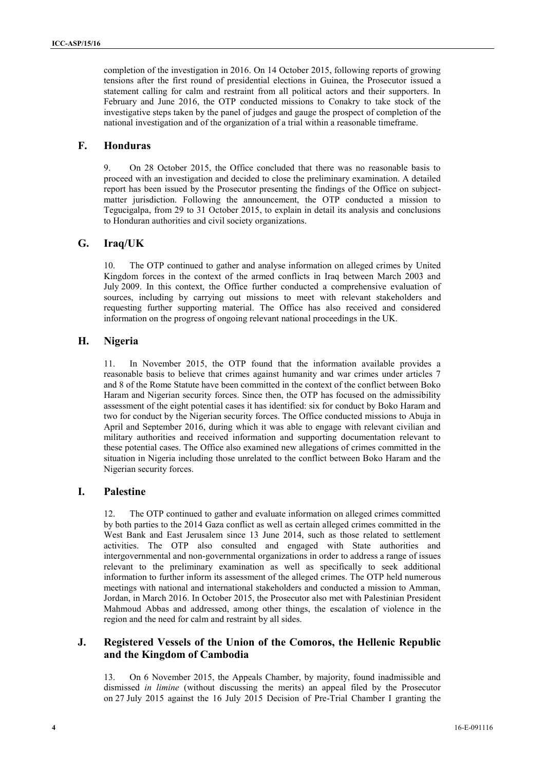completion of the investigation in 2016. On 14 October 2015, following reports of growing tensions after the first round of presidential elections in Guinea, the Prosecutor issued a statement calling for calm and restraint from all political actors and their supporters. In February and June 2016, the OTP conducted missions to Conakry to take stock of the investigative steps taken by the panel of judges and gauge the prospect of completion of the national investigation and of the organization of a trial within a reasonable timeframe.

## F. Honduras

9. On 28 October 2015, the Office concluded that there was no reasonable basis to proceed with an investigation and decided to close the preliminary examination. A detailed report has been issued by the Prosecutor presenting the findings of the Office on subject-matter jurisdiction. Following the announcement, the OTP conducted a mission to Tegucigalpa, from 29 to 31 October 2015, to explain in detail its analysis and conclusions to Honduran authorities and civil society organizations.

## G. Iraq/UK

10. The OTP continued to gather and analyse information on alleged crimes by United Kingdom forces in the context of the armed conflicts in Iraq between March 2003 and July 2009. In this context, the Office further conducted a comprehensive evaluation of sources, including by carrying out missions to meet with relevant stakeholders and requesting further supporting material. The Office has also received and considered information on the progress of ongoing relevant national proceedings in the UK.

## H. Nigeria

11. In November 2015, the OTP found that the information available provides a reasonable basis to believe that crimes against humanity and war crimes under articles 7 and 8 of the Rome Statute have been committed in the context of the conflict between Boko Haram and Nigerian security forces. Since then, the OTP has focused on the admissibility assessment of the eight potential cases it has identified: six for conduct by Boko Haram and two for conduct by the Nigerian security forces. The Office conducted missions to Abuja in April and September 2016, during which it was able to engage with relevant civilian and military authorities and received information and supporting documentation relevant to these potential cases. The Office also examined new allegations of crimes committed in the situation in Nigeria including those unrelated to the conflict between Boko Haram and the Nigerian security forces.

## I. Palestine

12. The OTP continued to gather and evaluate information on alleged crimes committed by both parties to the 2014 Gaza conflict as well as certain alleged crimes committed in the West Bank and East Jerusalem since 13 June 2014, such as those related to settlement activities. The OTP also consulted and engaged with State authorities and intergovernmental and non-governmental organizations in order to address a range of issues relevant to the preliminary examination as well as specifically to seek additional information to further inform its assessment of the alleged crimes. The OTP held numerous meetings with national and international stakeholders and conducted a mission to Amman, Jordan, in March 2016. In October 2015, the Prosecutor also met with Palestinian President Mahmoud Abbas and addressed, among other things, the escalation of violence in the region and the need for calm and restraint by all sides.

## J. Registered Vessels of the Union of the Comoros, the Hellenic Republic and the Kingdom of Cambodia

13. On 6 November 2015, the Appeals Chamber, by majority, found inadmissible and dismissed *in limine* (without discussing the merits) an appeal filed by the Prosecutor on 27 July 2015 against the 16 July 2015 Decision of Pre-Trial Chamber I granting the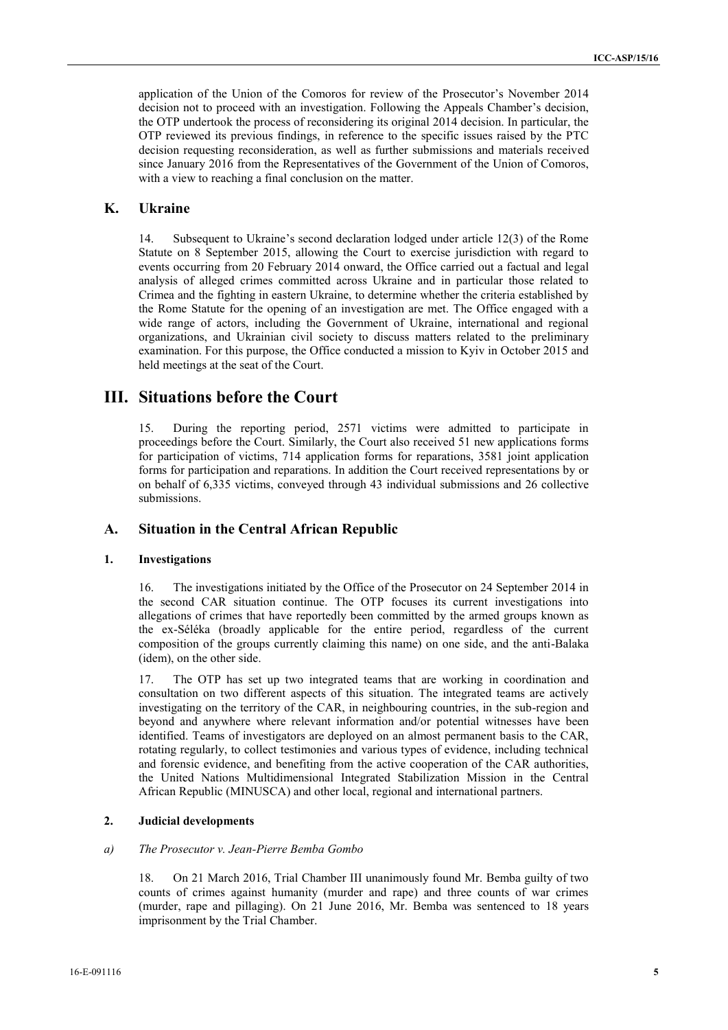application of the Union of the Comoros for review of the Prosecutor's November 2014 decision not to proceed with an investigation. Following the Appeals Chamber's decision, the OTP undertook the process of reconsidering its original 2014 decision. In particular, the OTP reviewed its previous findings, in reference to the specific issues raised by the PTC decision requesting reconsideration, as well as further submissions and materials received since January 2016 from the Representatives of the Government of the Union of Comoros, with a view to reaching a final conclusion on the matter.

### K. Ukraine

14. Subsequent to Ukraine's second declaration lodged under article 12(3) of the Rome Statute on 8 September 2015, allowing the Court to exercise jurisdiction with regard to events occurring from 20 February 2014 onward, the Office carried out a factual and legal analysis of alleged crimes committed across Ukraine and in particular those related to Crimea and the fighting in eastern Ukraine, to determine whether the criteria established by the Rome Statute for the opening of an investigation are met. The Office engaged with a wide range of actors, including the Government of Ukraine, international and regional organizations, and Ukrainian civil society to discuss matters related to the preliminary examination. For this purpose, the Office conducted a mission to Kyiv in October 2015 and held meetings at the seat of the Court.

## III. Situations before the Court

15. During the reporting period, 2571 victims were admitted to participate in proceedings before the Court. Similarly, the Court also received 51 new applications forms for participation of victims, 714 application forms for reparations, 3581 joint application forms for participation and reparations. In addition the Court received representations by or on behalf of 6,335 victims, conveyed through 43 individual submissions and 26 collective submissions.

### A. Situation in the Central African Republic

#### 1. Investigations

16. The investigations initiated by the Office of the Prosecutor on 24 September 2014 in the second CAR situation continue. The OTP focuses its current investigations into allegations of crimes that have reportedly been committed by the armed groups known as the ex-Séléka (broadly applicable for the entire period, regardless of the current composition of the groups currently claiming this name) on one side, and the anti-Balaka (idem), on the other side.

17. The OTP has set up two integrated teams that are working in coordination and consultation on two different aspects of this situation. The integrated teams are actively investigating on the territory of the CAR, in neighbouring countries, in the sub-region and beyond and anywhere where relevant information and/or potential witnesses have been identified. Teams of investigators are deployed on an almost permanent basis to the CAR, rotating regularly, to collect testimonies and various types of evidence, including technical and forensic evidence, and benefiting from the active cooperation of the CAR authorities, the United Nations Multidimensional Integrated Stabilization Mission in the Central African Republic (MINUSCA) and other local, regional and international partners.

#### 2. Judicial developments

##### a) *The Prosecutor v. Jean-Pierre Bemba Gombo*

18. On 21 March 2016, Trial Chamber III unanimously found Mr. Bemba guilty of two counts of crimes against humanity (murder and rape) and three counts of war crimes (murder, rape and pillaging). On 21 June 2016, Mr. Bemba was sentenced to 18 years imprisonment by the Trial Chamber.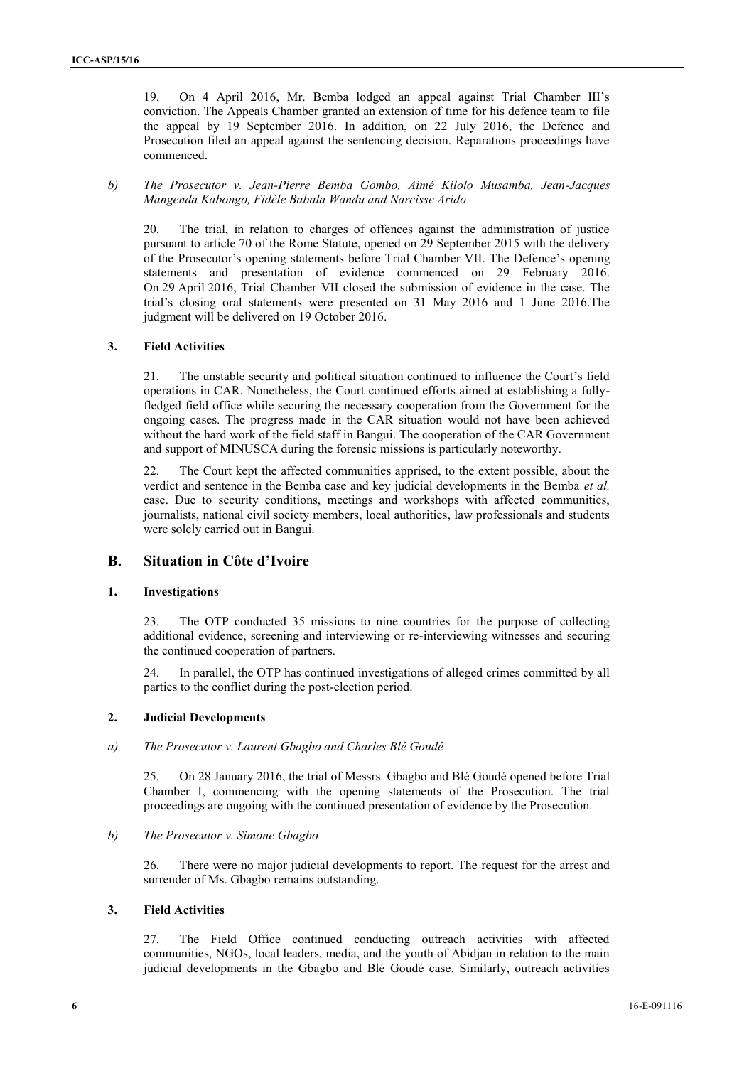19. On 4 April 2016, Mr. Bemba lodged an appeal against Trial Chamber III's conviction. The Appeals Chamber granted an extension of time for his defence team to file the appeal by 19 September 2016. In addition, on 22 July 2016, the Defence and Prosecution filed an appeal against the sentencing decision. Reparations proceedings have commenced.

*b) The Prosecutor v. Jean-Pierre Bemba Gombo, Aimé Kilolo Musamba, Jean-Jacques Mangenda Kabongo, Fidèle Babala Wandu and Narcisse Arido*

20. The trial, in relation to charges of offences against the administration of justice pursuant to article 70 of the Rome Statute, opened on 29 September 2015 with the delivery of the Prosecutor's opening statements before Trial Chamber VII. The Defence's opening statements and presentation of evidence commenced on 29 February 2016. On 29 April 2016, Trial Chamber VII closed the submission of evidence in the case. The trial's closing oral statements were presented on 31 May 2016 and 1 June 2016.The judgment will be delivered on 19 October 2016.

### 3. Field Activities

21. The unstable security and political situation continued to influence the Court's field operations in CAR. Nonetheless, the Court continued efforts aimed at establishing a fully-fledged field office while securing the necessary cooperation from the Government for the ongoing cases. The progress made in the CAR situation would not have been achieved without the hard work of the field staff in Bangui. The cooperation of the CAR Government and support of MINUSCA during the forensic missions is particularly noteworthy.

22. The Court kept the affected communities apprised, to the extent possible, about the verdict and sentence in the Bemba case and key judicial developments in the Bemba *et al.* case. Due to security conditions, meetings and workshops with affected communities, journalists, national civil society members, local authorities, law professionals and students were solely carried out in Bangui.

## B. Situation in Côte d'Ivoire

### 1. Investigations

23. The OTP conducted 35 missions to nine countries for the purpose of collecting additional evidence, screening and interviewing or re-interviewing witnesses and securing the continued cooperation of partners.

24. In parallel, the OTP has continued investigations of alleged crimes committed by all parties to the conflict during the post-election period.

### 2. Judicial Developments

*a) The Prosecutor v. Laurent Gbagbo and Charles Blé Goudé*

25. On 28 January 2016, the trial of Messrs. Gbagbo and Blé Goudé opened before Trial Chamber I, commencing with the opening statements of the Prosecution. The trial proceedings are ongoing with the continued presentation of evidence by the Prosecution.

*b) The Prosecutor v. Simone Gbagbo*

26. There were no major judicial developments to report. The request for the arrest and surrender of Ms. Gbagbo remains outstanding.

### 3. Field Activities

27. The Field Office continued conducting outreach activities with affected communities, NGOs, local leaders, media, and the youth of Abidjan in relation to the main judicial developments in the Gbagbo and Blé Goudé case. Similarly, outreach activities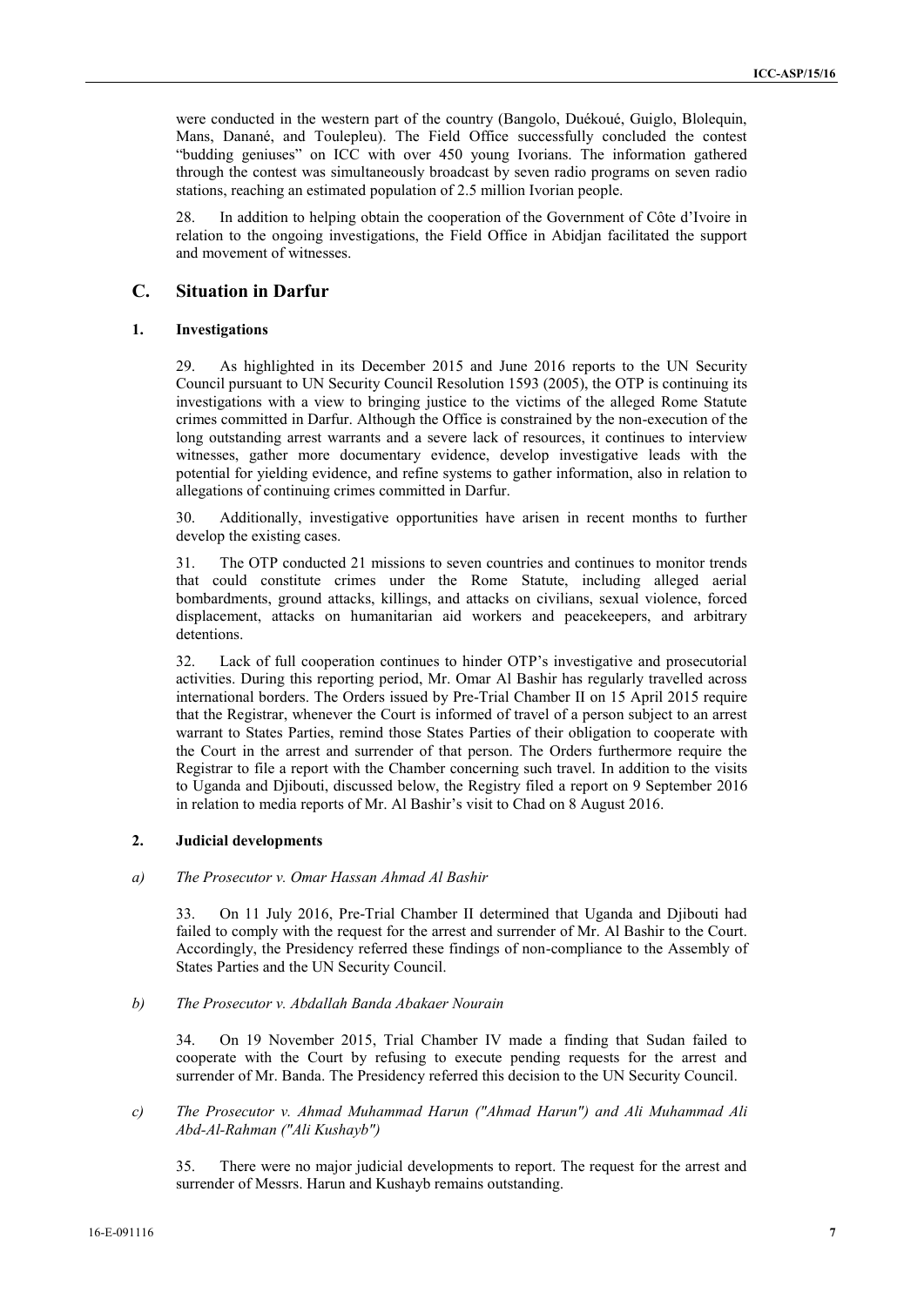were conducted in the western part of the country (Bangolo, Duékoué, Guiglo, Blolequin, Mans, Danané, and Toulepleu). The Field Office successfully concluded the contest "budding geniuses" on ICC with over 450 young Ivorians. The information gathered through the contest was simultaneously broadcast by seven radio programs on seven radio stations, reaching an estimated population of 2.5 million Ivorian people.

28. In addition to helping obtain the cooperation of the Government of Côte d'Ivoire in relation to the ongoing investigations, the Field Office in Abidjan facilitated the support and movement of witnesses.

## C. Situation in Darfur

### 1. Investigations

29. As highlighted in its December 2015 and June 2016 reports to the UN Security Council pursuant to UN Security Council Resolution 1593 (2005), the OTP is continuing its investigations with a view to bringing justice to the victims of the alleged Rome Statute crimes committed in Darfur. Although the Office is constrained by the non-execution of the long outstanding arrest warrants and a severe lack of resources, it continues to interview witnesses, gather more documentary evidence, develop investigative leads with the potential for yielding evidence, and refine systems to gather information, also in relation to allegations of continuing crimes committed in Darfur.

30. Additionally, investigative opportunities have arisen in recent months to further develop the existing cases.

31. The OTP conducted 21 missions to seven countries and continues to monitor trends that could constitute crimes under the Rome Statute, including alleged aerial bombardments, ground attacks, killings, and attacks on civilians, sexual violence, forced displacement, attacks on humanitarian aid workers and peacekeepers, and arbitrary detentions.

32. Lack of full cooperation continues to hinder OTP's investigative and prosecutorial activities. During this reporting period, Mr. Omar Al Bashir has regularly travelled across international borders. The Orders issued by Pre-Trial Chamber II on 15 April 2015 require that the Registrar, whenever the Court is informed of travel of a person subject to an arrest warrant to States Parties, remind those States Parties of their obligation to cooperate with the Court in the arrest and surrender of that person. The Orders furthermore require the Registrar to file a report with the Chamber concerning such travel. In addition to the visits to Uganda and Djibouti, discussed below, the Registry filed a report on 9 September 2016 in relation to media reports of Mr. Al Bashir's visit to Chad on 8 August 2016.

### 2. Judicial developments

#### *a) The Prosecutor v. Omar Hassan Ahmad Al Bashir*

33. On 11 July 2016, Pre-Trial Chamber II determined that Uganda and Djibouti had failed to comply with the request for the arrest and surrender of Mr. Al Bashir to the Court. Accordingly, the Presidency referred these findings of non-compliance to the Assembly of States Parties and the UN Security Council.

#### *b) The Prosecutor v. Abdallah Banda Abakaer Nourain*

34. On 19 November 2015, Trial Chamber IV made a finding that Sudan failed to cooperate with the Court by refusing to execute pending requests for the arrest and surrender of Mr. Banda. The Presidency referred this decision to the UN Security Council.

#### *c) The Prosecutor v. Ahmad Muhammad Harun ("Ahmad Harun") and Ali Muhammad Ali Abd-Al-Rahman ("Ali Kushayb")*

35. There were no major judicial developments to report. The request for the arrest and surrender of Messrs. Harun and Kushayb remains outstanding.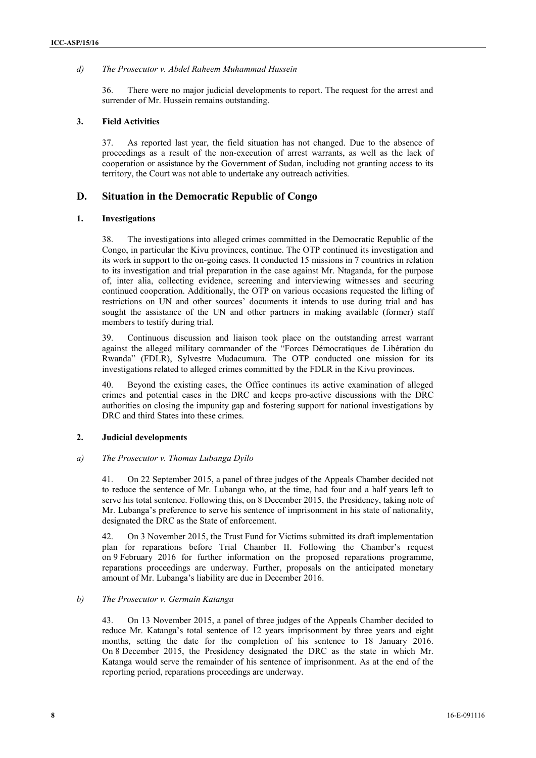*d) The Prosecutor v. Abdel Raheem Muhammad Hussein*

36. There were no major judicial developments to report. The request for the arrest and surrender of Mr. Hussein remains outstanding.

### 3. Field Activities

37. As reported last year, the field situation has not changed. Due to the absence of proceedings as a result of the non-execution of arrest warrants, as well as the lack of cooperation or assistance by the Government of Sudan, including not granting access to its territory, the Court was not able to undertake any outreach activities.

## D. Situation in the Democratic Republic of Congo

### 1. Investigations

38. The investigations into alleged crimes committed in the Democratic Republic of the Congo, in particular the Kivu provinces, continue. The OTP continued its investigation and its work in support to the on-going cases. It conducted 15 missions in 7 countries in relation to its investigation and trial preparation in the case against Mr. Ntaganda, for the purpose of, inter alia, collecting evidence, screening and interviewing witnesses and securing continued cooperation. Additionally, the OTP on various occasions requested the lifting of restrictions on UN and other sources' documents it intends to use during trial and has sought the assistance of the UN and other partners in making available (former) staff members to testify during trial.

39. Continuous discussion and liaison took place on the outstanding arrest warrant against the alleged military commander of the "Forces Démocratiques de Libération du Rwanda" (FDLR), Sylvestre Mudacumura. The OTP conducted one mission for its investigations related to alleged crimes committed by the FDLR in the Kivu provinces.

40. Beyond the existing cases, the Office continues its active examination of alleged crimes and potential cases in the DRC and keeps pro-active discussions with the DRC authorities on closing the impunity gap and fostering support for national investigations by DRC and third States into these crimes.

### 2. Judicial developments

*a) The Prosecutor v. Thomas Lubanga Dyilo*

41. On 22 September 2015, a panel of three judges of the Appeals Chamber decided not to reduce the sentence of Mr. Lubanga who, at the time, had four and a half years left to serve his total sentence. Following this, on 8 December 2015, the Presidency, taking note of Mr. Lubanga's preference to serve his sentence of imprisonment in his state of nationality, designated the DRC as the State of enforcement.

42. On 3 November 2015, the Trust Fund for Victims submitted its draft implementation plan for reparations before Trial Chamber II. Following the Chamber's request on 9 February 2016 for further information on the proposed reparations programme, reparations proceedings are underway. Further, proposals on the anticipated monetary amount of Mr. Lubanga's liability are due in December 2016.

*b) The Prosecutor v. Germain Katanga*

43. On 13 November 2015, a panel of three judges of the Appeals Chamber decided to reduce Mr. Katanga's total sentence of 12 years imprisonment by three years and eight months, setting the date for the completion of his sentence to 18 January 2016. On 8 December 2015, the Presidency designated the DRC as the state in which Mr. Katanga would serve the remainder of his sentence of imprisonment. As at the end of the reporting period, reparations proceedings are underway.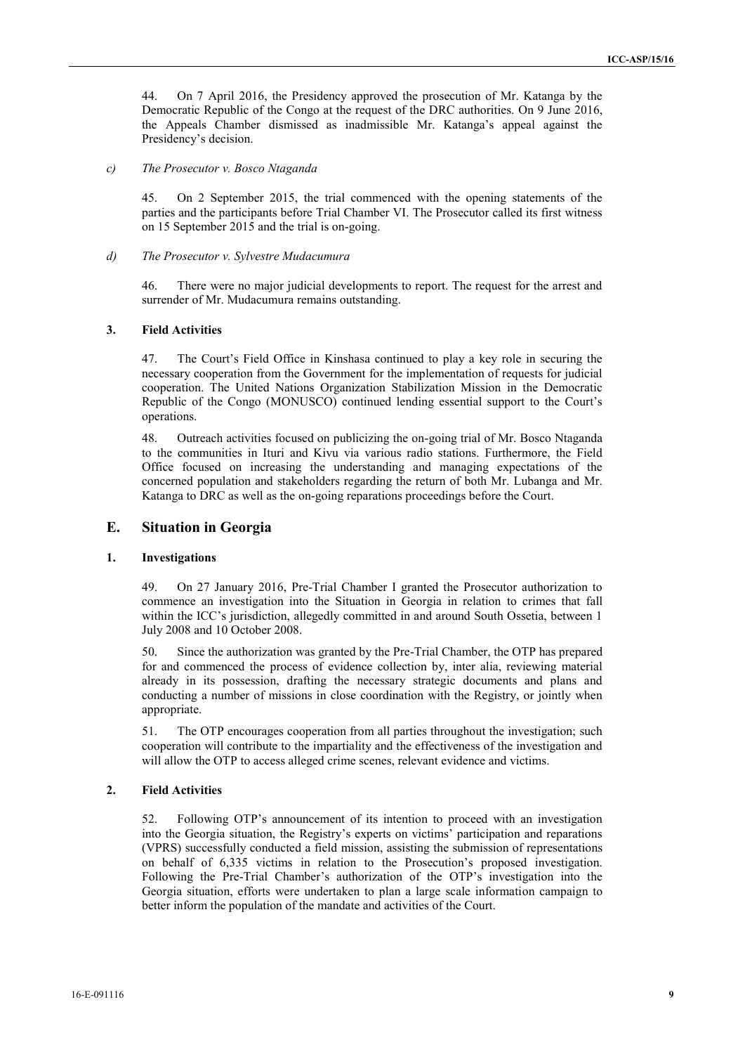44. On 7 April 2016, the Presidency approved the prosecution of Mr. Katanga by the Democratic Republic of the Congo at the request of the DRC authorities. On 9 June 2016, the Appeals Chamber dismissed as inadmissible Mr. Katanga's appeal against the Presidency's decision.

*c) The Prosecutor v. Bosco Ntaganda*

45. On 2 September 2015, the trial commenced with the opening statements of the parties and the participants before Trial Chamber VI. The Prosecutor called its first witness on 15 September 2015 and the trial is on-going.

*d) The Prosecutor v. Sylvestre Mudacumura*

46. There were no major judicial developments to report. The request for the arrest and surrender of Mr. Mudacumura remains outstanding.

### 3. Field Activities

47. The Court's Field Office in Kinshasa continued to play a key role in securing the necessary cooperation from the Government for the implementation of requests for judicial cooperation. The United Nations Organization Stabilization Mission in the Democratic Republic of the Congo (MONUSCO) continued lending essential support to the Court's operations.

48. Outreach activities focused on publicizing the on-going trial of Mr. Bosco Ntaganda to the communities in Ituri and Kivu via various radio stations. Furthermore, the Field Office focused on increasing the understanding and managing expectations of the concerned population and stakeholders regarding the return of both Mr. Lubanga and Mr. Katanga to DRC as well as the on-going reparations proceedings before the Court.

## E. Situation in Georgia

### 1. Investigations

49. On 27 January 2016, Pre-Trial Chamber I granted the Prosecutor authorization to commence an investigation into the Situation in Georgia in relation to crimes that fall within the ICC's jurisdiction, allegedly committed in and around South Ossetia, between 1 July 2008 and 10 October 2008.

50. Since the authorization was granted by the Pre-Trial Chamber, the OTP has prepared for and commenced the process of evidence collection by, inter alia, reviewing material already in its possession, drafting the necessary strategic documents and plans and conducting a number of missions in close coordination with the Registry, or jointly when appropriate.

51. The OTP encourages cooperation from all parties throughout the investigation; such cooperation will contribute to the impartiality and the effectiveness of the investigation and will allow the OTP to access alleged crime scenes, relevant evidence and victims.

### 2. Field Activities

52. Following OTP's announcement of its intention to proceed with an investigation into the Georgia situation, the Registry's experts on victims' participation and reparations (VPRS) successfully conducted a field mission, assisting the submission of representations on behalf of 6,335 victims in relation to the Prosecution's proposed investigation. Following the Pre-Trial Chamber's authorization of the OTP's investigation into the Georgia situation, efforts were undertaken to plan a large scale information campaign to better inform the population of the mandate and activities of the Court.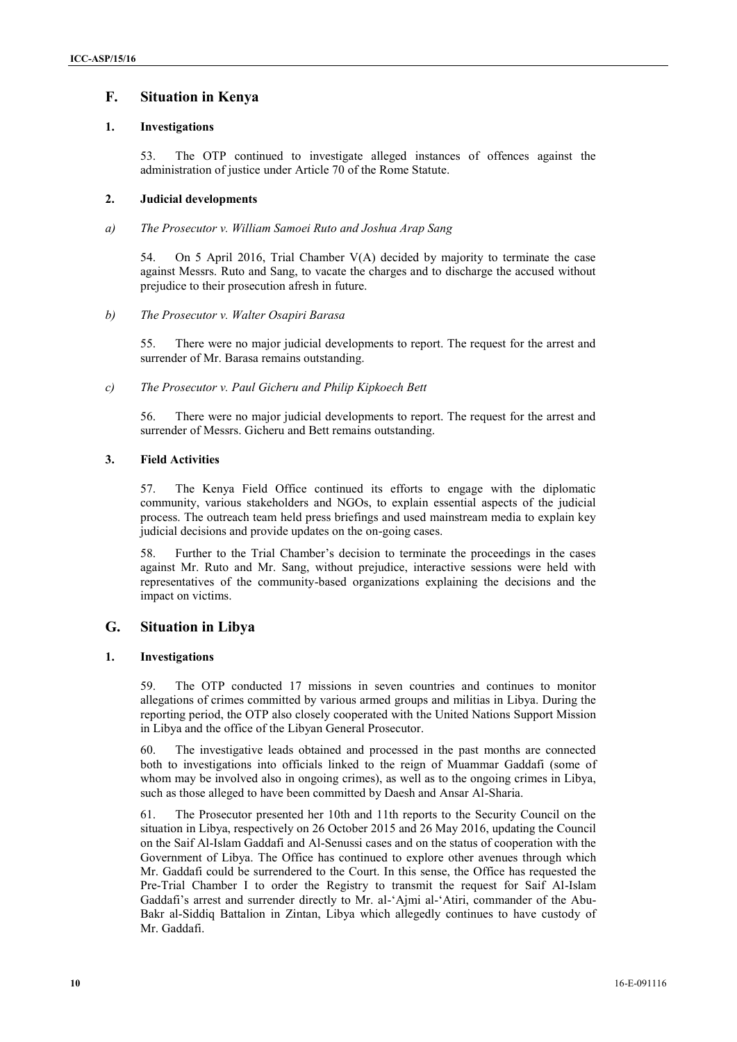## F. Situation in Kenya

### 1. Investigations

53. The OTP continued to investigate alleged instances of offences against the administration of justice under Article 70 of the Rome Statute.

### 2. Judicial developments

*a) The Prosecutor v. William Samoei Ruto and Joshua Arap Sang*

54. On 5 April 2016, Trial Chamber V(A) decided by majority to terminate the case against Messrs. Ruto and Sang, to vacate the charges and to discharge the accused without prejudice to their prosecution afresh in future.

*b) The Prosecutor v. Walter Osapiri Barasa*

55. There were no major judicial developments to report. The request for the arrest and surrender of Mr. Barasa remains outstanding.

*c) The Prosecutor v. Paul Gicheru and Philip Kipkoech Bett*

56. There were no major judicial developments to report. The request for the arrest and surrender of Messrs. Gicheru and Bett remains outstanding.

### 3. Field Activities

57. The Kenya Field Office continued its efforts to engage with the diplomatic community, various stakeholders and NGOs, to explain essential aspects of the judicial process. The outreach team held press briefings and used mainstream media to explain key judicial decisions and provide updates on the on-going cases.

58. Further to the Trial Chamber's decision to terminate the proceedings in the cases against Mr. Ruto and Mr. Sang, without prejudice, interactive sessions were held with representatives of the community-based organizations explaining the decisions and the impact on victims.

## G. Situation in Libya

### 1. Investigations

59. The OTP conducted 17 missions in seven countries and continues to monitor allegations of crimes committed by various armed groups and militias in Libya. During the reporting period, the OTP also closely cooperated with the United Nations Support Mission in Libya and the office of the Libyan General Prosecutor.

60. The investigative leads obtained and processed in the past months are connected both to investigations into officials linked to the reign of Muammar Gaddafi (some of whom may be involved also in ongoing crimes), as well as to the ongoing crimes in Libya, such as those alleged to have been committed by Daesh and Ansar Al-Sharia.

61. The Prosecutor presented her 10th and 11th reports to the Security Council on the situation in Libya, respectively on 26 October 2015 and 26 May 2016, updating the Council on the Saif Al-Islam Gaddafi and Al-Senussi cases and on the status of cooperation with the Government of Libya. The Office has continued to explore other avenues through which Mr. Gaddafi could be surrendered to the Court. In this sense, the Office has requested the Pre-Trial Chamber I to order the Registry to transmit the request for Saif Al-Islam Gaddafi's arrest and surrender directly to Mr. al-'Ajmi al-'Atiri, commander of the Abu-Bakr al-Siddiq Battalion in Zintan, Libya which allegedly continues to have custody of Mr. Gaddafi.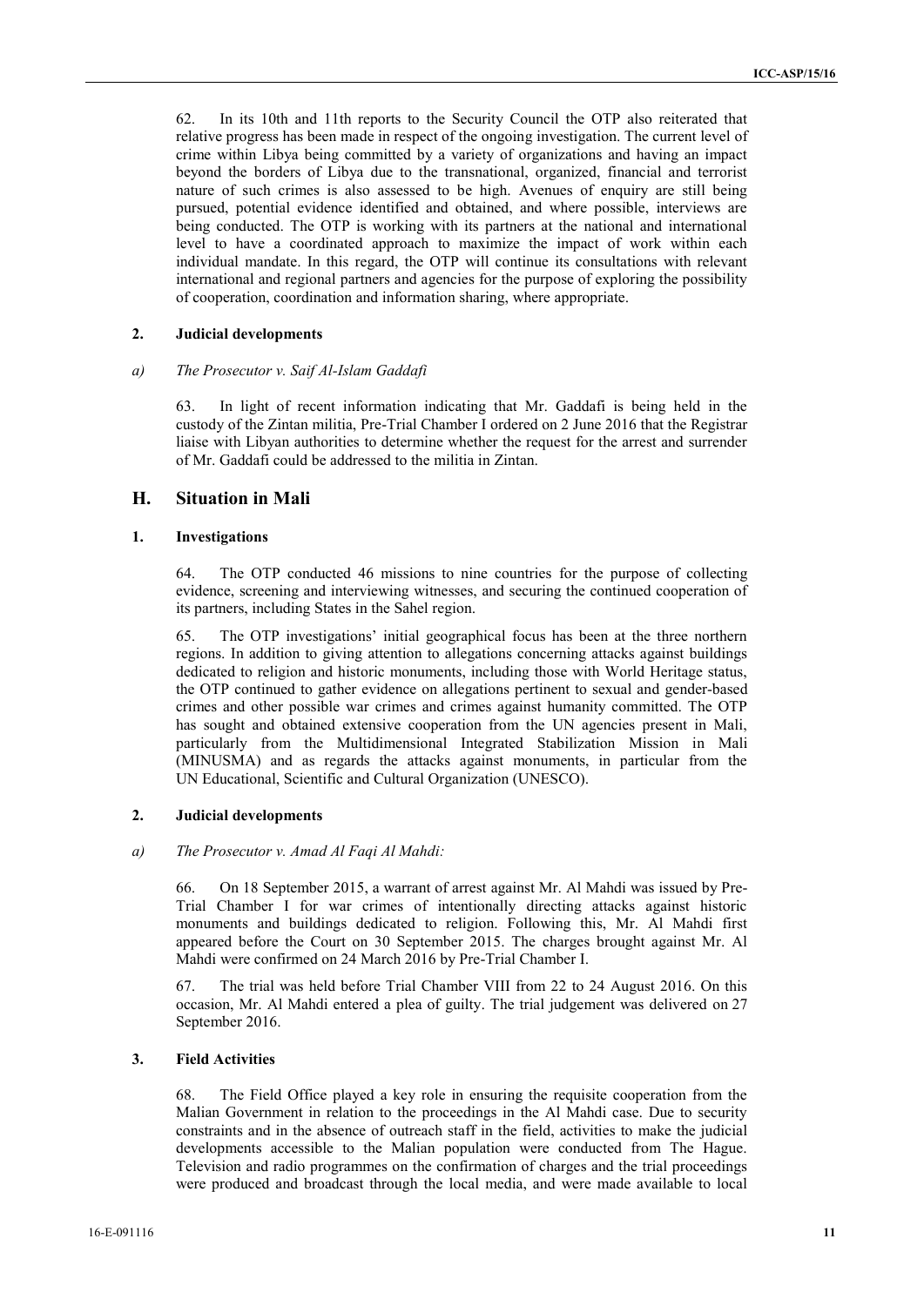62. In its 10th and 11th reports to the Security Council the OTP also reiterated that relative progress has been made in respect of the ongoing investigation. The current level of crime within Libya being committed by a variety of organizations and having an impact beyond the borders of Libya due to the transnational, organized, financial and terrorist nature of such crimes is also assessed to be high. Avenues of enquiry are still being pursued, potential evidence identified and obtained, and where possible, interviews are being conducted. The OTP is working with its partners at the national and international level to have a coordinated approach to maximize the impact of work within each individual mandate. In this regard, the OTP will continue its consultations with relevant international and regional partners and agencies for the purpose of exploring the possibility of cooperation, coordination and information sharing, where appropriate.

#### 2. Judicial developments

##### a) *The Prosecutor v. Saif Al-Islam Gaddafi*

63. In light of recent information indicating that Mr. Gaddafi is being held in the custody of the Zintan militia, Pre-Trial Chamber I ordered on 2 June 2016 that the Registrar liaise with Libyan authorities to determine whether the request for the arrest and surrender of Mr. Gaddafi could be addressed to the militia in Zintan.

### H. Situation in Mali

#### 1. Investigations

64. The OTP conducted 46 missions to nine countries for the purpose of collecting evidence, screening and interviewing witnesses, and securing the continued cooperation of its partners, including States in the Sahel region.

65. The OTP investigations' initial geographical focus has been at the three northern regions. In addition to giving attention to allegations concerning attacks against buildings dedicated to religion and historic monuments, including those with World Heritage status, the OTP continued to gather evidence on allegations pertinent to sexual and gender-based crimes and other possible war crimes and crimes against humanity committed. The OTP has sought and obtained extensive cooperation from the UN agencies present in Mali, particularly from the Multidimensional Integrated Stabilization Mission in Mali (MINUSMA) and as regards the attacks against monuments, in particular from the UN Educational, Scientific and Cultural Organization (UNESCO).

#### 2. Judicial developments

##### a) *The Prosecutor v. Amad Al Faqi Al Mahdi:*

66. On 18 September 2015, a warrant of arrest against Mr. Al Mahdi was issued by Pre-Trial Chamber I for war crimes of intentionally directing attacks against historic monuments and buildings dedicated to religion. Following this, Mr. Al Mahdi first appeared before the Court on 30 September 2015. The charges brought against Mr. Al Mahdi were confirmed on 24 March 2016 by Pre-Trial Chamber I.

67. The trial was held before Trial Chamber VIII from 22 to 24 August 2016. On this occasion, Mr. Al Mahdi entered a plea of guilty. The trial judgement was delivered on 27 September 2016.

#### 3. Field Activities

68. The Field Office played a key role in ensuring the requisite cooperation from the Malian Government in relation to the proceedings in the Al Mahdi case. Due to security constraints and in the absence of outreach staff in the field, activities to make the judicial developments accessible to the Malian population were conducted from The Hague. Television and radio programmes on the confirmation of charges and the trial proceedings were produced and broadcast through the local media, and were made available to local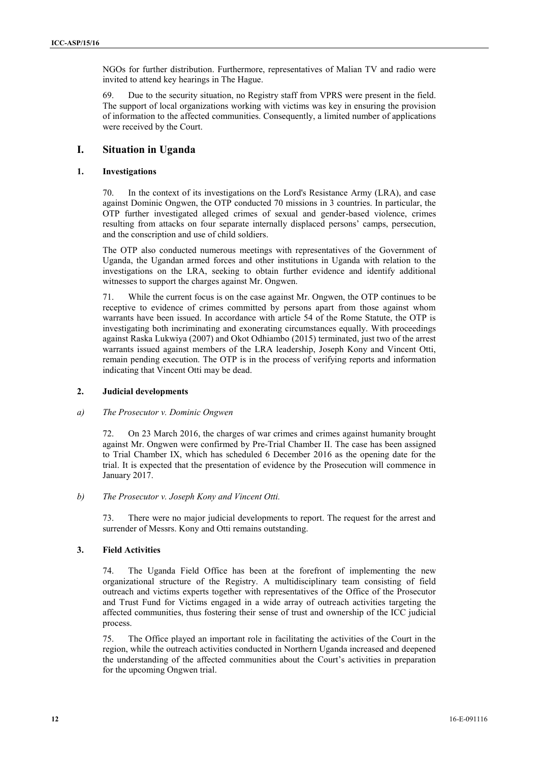NGOs for further distribution. Furthermore, representatives of Malian TV and radio were invited to attend key hearings in The Hague.

69. Due to the security situation, no Registry staff from VPRS were present in the field. The support of local organizations working with victims was key in ensuring the provision of information to the affected communities. Consequently, a limited number of applications were received by the Court.

## I. Situation in Uganda

### 1. Investigations

70. In the context of its investigations on the Lord's Resistance Army (LRA), and case against Dominic Ongwen, the OTP conducted 70 missions in 3 countries. In particular, the OTP further investigated alleged crimes of sexual and gender-based violence, crimes resulting from attacks on four separate internally displaced persons' camps, persecution, and the conscription and use of child soldiers.

The OTP also conducted numerous meetings with representatives of the Government of Uganda, the Ugandan armed forces and other institutions in Uganda with relation to the investigations on the LRA, seeking to obtain further evidence and identify additional witnesses to support the charges against Mr. Ongwen.

71. While the current focus is on the case against Mr. Ongwen, the OTP continues to be receptive to evidence of crimes committed by persons apart from those against whom warrants have been issued. In accordance with article 54 of the Rome Statute, the OTP is investigating both incriminating and exonerating circumstances equally. With proceedings against Raska Lukwiya (2007) and Okot Odhiambo (2015) terminated, just two of the arrest warrants issued against members of the LRA leadership, Joseph Kony and Vincent Otti, remain pending execution. The OTP is in the process of verifying reports and information indicating that Vincent Otti may be dead.

### 2. Judicial developments

#### a) *The Prosecutor v. Dominic Ongwen*

72. On 23 March 2016, the charges of war crimes and crimes against humanity brought against Mr. Ongwen were confirmed by Pre-Trial Chamber II. The case has been assigned to Trial Chamber IX, which has scheduled 6 December 2016 as the opening date for the trial. It is expected that the presentation of evidence by the Prosecution will commence in January 2017.

#### b) *The Prosecutor v. Joseph Kony and Vincent Otti.*

73. There were no major judicial developments to report. The request for the arrest and surrender of Messrs. Kony and Otti remains outstanding.

### 3. Field Activities

74. The Uganda Field Office has been at the forefront of implementing the new organizational structure of the Registry. A multidisciplinary team consisting of field outreach and victims experts together with representatives of the Office of the Prosecutor and Trust Fund for Victims engaged in a wide array of outreach activities targeting the affected communities, thus fostering their sense of trust and ownership of the ICC judicial process.

75. The Office played an important role in facilitating the activities of the Court in the region, while the outreach activities conducted in Northern Uganda increased and deepened the understanding of the affected communities about the Court's activities in preparation for the upcoming Ongwen trial.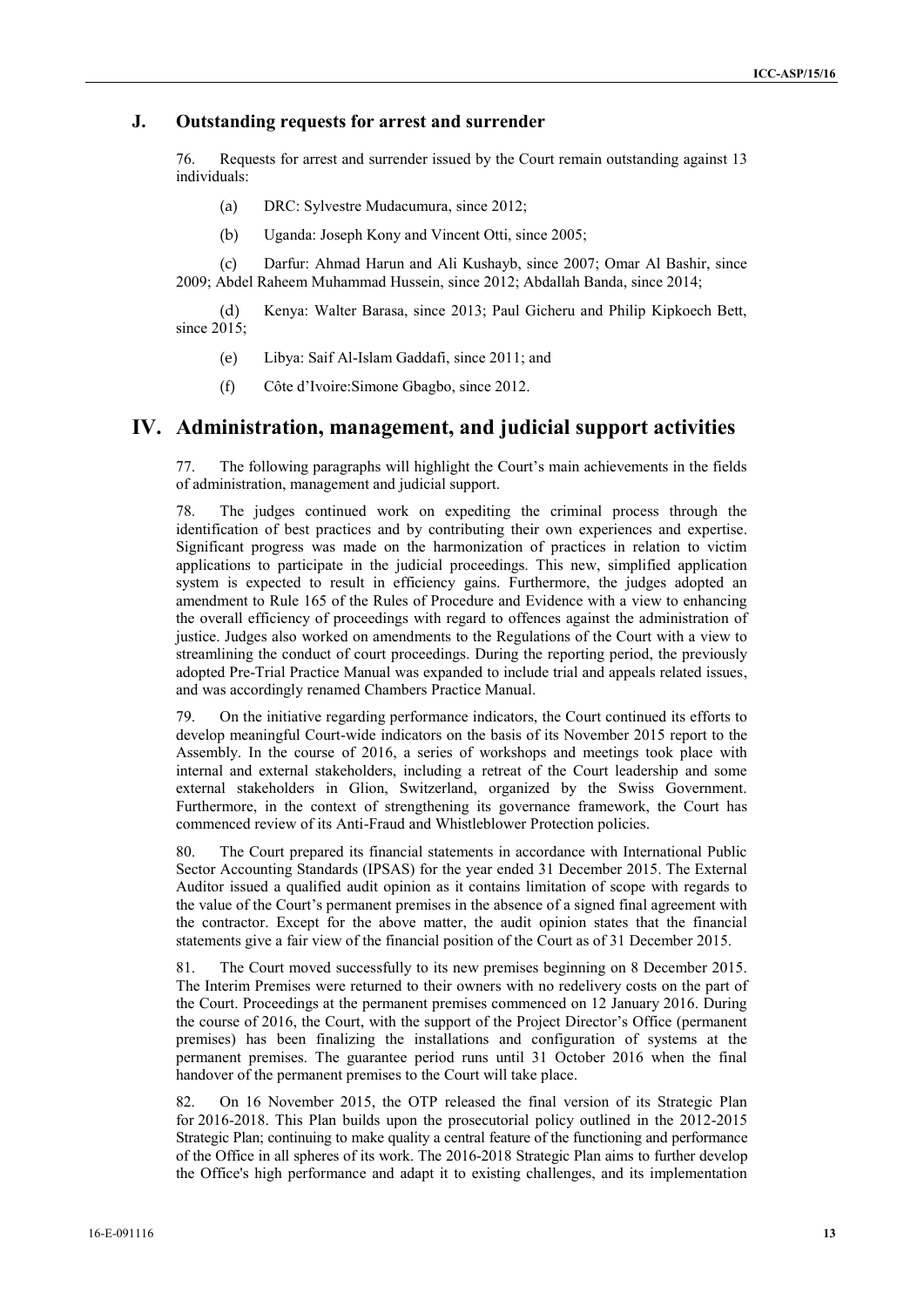## J. Outstanding requests for arrest and surrender

76. Requests for arrest and surrender issued by the Court remain outstanding against 13 individuals:

(a) DRC: Sylvestre Mudacumura, since 2012;

(b) Uganda: Joseph Kony and Vincent Otti, since 2005;

(c) Darfur: Ahmad Harun and Ali Kushayb, since 2007; Omar Al Bashir, since 2009; Abdel Raheem Muhammad Hussein, since 2012; Abdallah Banda, since 2014;

(d) Kenya: Walter Barasa, since 2013; Paul Gicheru and Philip Kipkoech Bett, since 2015;

(e) Libya: Saif Al-Islam Gaddafi, since 2011; and

(f) Côte d'Ivoire:Simone Gbagbo, since 2012.

# IV. Administration, management, and judicial support activities

77. The following paragraphs will highlight the Court's main achievements in the fields of administration, management and judicial support.

78. The judges continued work on expediting the criminal process through the identification of best practices and by contributing their own experiences and expertise. Significant progress was made on the harmonization of practices in relation to victim applications to participate in the judicial proceedings. This new, simplified application system is expected to result in efficiency gains. Furthermore, the judges adopted an amendment to Rule 165 of the Rules of Procedure and Evidence with a view to enhancing the overall efficiency of proceedings with regard to offences against the administration of justice. Judges also worked on amendments to the Regulations of the Court with a view to streamlining the conduct of court proceedings. During the reporting period, the previously adopted Pre-Trial Practice Manual was expanded to include trial and appeals related issues, and was accordingly renamed Chambers Practice Manual.

79. On the initiative regarding performance indicators, the Court continued its efforts to develop meaningful Court-wide indicators on the basis of its November 2015 report to the Assembly. In the course of 2016, a series of workshops and meetings took place with internal and external stakeholders, including a retreat of the Court leadership and some external stakeholders in Glion, Switzerland, organized by the Swiss Government. Furthermore, in the context of strengthening its governance framework, the Court has commenced review of its Anti-Fraud and Whistleblower Protection policies.

80. The Court prepared its financial statements in accordance with International Public Sector Accounting Standards (IPSAS) for the year ended 31 December 2015. The External Auditor issued a qualified audit opinion as it contains limitation of scope with regards to the value of the Court's permanent premises in the absence of a signed final agreement with the contractor. Except for the above matter, the audit opinion states that the financial statements give a fair view of the financial position of the Court as of 31 December 2015.

81. The Court moved successfully to its new premises beginning on 8 December 2015. The Interim Premises were returned to their owners with no redelivery costs on the part of the Court. Proceedings at the permanent premises commenced on 12 January 2016. During the course of 2016, the Court, with the support of the Project Director's Office (permanent premises) has been finalizing the installations and configuration of systems at the permanent premises. The guarantee period runs until 31 October 2016 when the final handover of the permanent premises to the Court will take place.

82. On 16 November 2015, the OTP released the final version of its Strategic Plan for 2016-2018. This Plan builds upon the prosecutorial policy outlined in the 2012-2015 Strategic Plan; continuing to make quality a central feature of the functioning and performance of the Office in all spheres of its work. The 2016-2018 Strategic Plan aims to further develop the Office's high performance and adapt it to existing challenges, and its implementation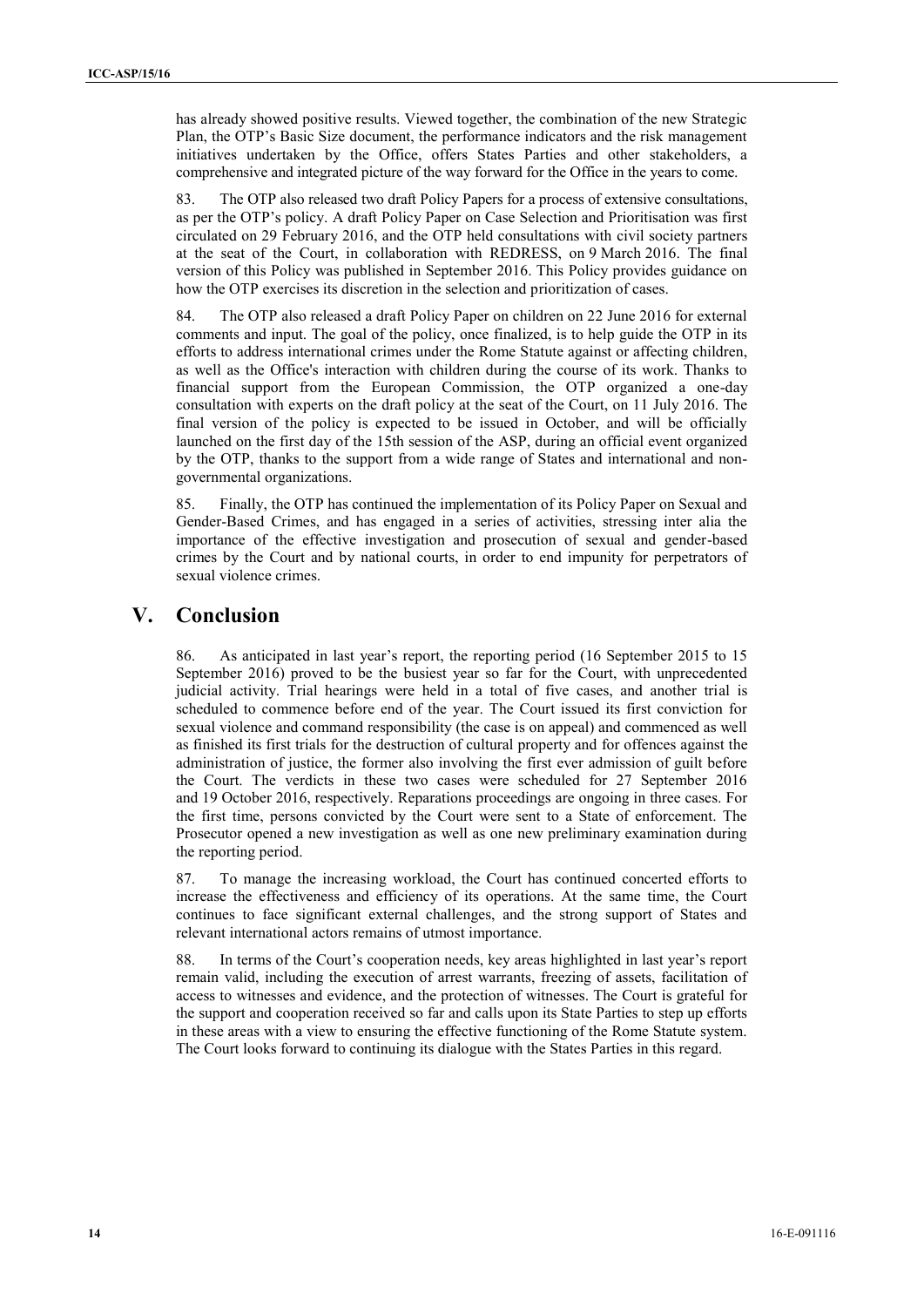has already showed positive results. Viewed together, the combination of the new Strategic Plan, the OTP's Basic Size document, the performance indicators and the risk management initiatives undertaken by the Office, offers States Parties and other stakeholders, a comprehensive and integrated picture of the way forward for the Office in the years to come.

83. The OTP also released two draft Policy Papers for a process of extensive consultations, as per the OTP's policy. A draft Policy Paper on Case Selection and Prioritisation was first circulated on 29 February 2016, and the OTP held consultations with civil society partners at the seat of the Court, in collaboration with REDRESS, on 9 March 2016. The final version of this Policy was published in September 2016. This Policy provides guidance on how the OTP exercises its discretion in the selection and prioritization of cases.

84. The OTP also released a draft Policy Paper on children on 22 June 2016 for external comments and input. The goal of the policy, once finalized, is to help guide the OTP in its efforts to address international crimes under the Rome Statute against or affecting children, as well as the Office's interaction with children during the course of its work. Thanks to financial support from the European Commission, the OTP organized a one-day consultation with experts on the draft policy at the seat of the Court, on 11 July 2016. The final version of the policy is expected to be issued in October, and will be officially launched on the first day of the 15th session of the ASP, during an official event organized by the OTP, thanks to the support from a wide range of States and international and non-governmental organizations.

85. Finally, the OTP has continued the implementation of its Policy Paper on Sexual and Gender-Based Crimes, and has engaged in a series of activities, stressing inter alia the importance of the effective investigation and prosecution of sexual and gender-based crimes by the Court and by national courts, in order to end impunity for perpetrators of sexual violence crimes.

# V. Conclusion

86. As anticipated in last year's report, the reporting period (16 September 2015 to 15 September 2016) proved to be the busiest year so far for the Court, with unprecedented judicial activity. Trial hearings were held in a total of five cases, and another trial is scheduled to commence before end of the year. The Court issued its first conviction for sexual violence and command responsibility (the case is on appeal) and commenced as well as finished its first trials for the destruction of cultural property and for offences against the administration of justice, the former also involving the first ever admission of guilt before the Court. The verdicts in these two cases were scheduled for 27 September 2016 and 19 October 2016, respectively. Reparations proceedings are ongoing in three cases. For the first time, persons convicted by the Court were sent to a State of enforcement. The Prosecutor opened a new investigation as well as one new preliminary examination during the reporting period.

87. To manage the increasing workload, the Court has continued concerted efforts to increase the effectiveness and efficiency of its operations. At the same time, the Court continues to face significant external challenges, and the strong support of States and relevant international actors remains of utmost importance.

88. In terms of the Court's cooperation needs, key areas highlighted in last year's report remain valid, including the execution of arrest warrants, freezing of assets, facilitation of access to witnesses and evidence, and the protection of witnesses. The Court is grateful for the support and cooperation received so far and calls upon its State Parties to step up efforts in these areas with a view to ensuring the effective functioning of the Rome Statute system. The Court looks forward to continuing its dialogue with the States Parties in this regard.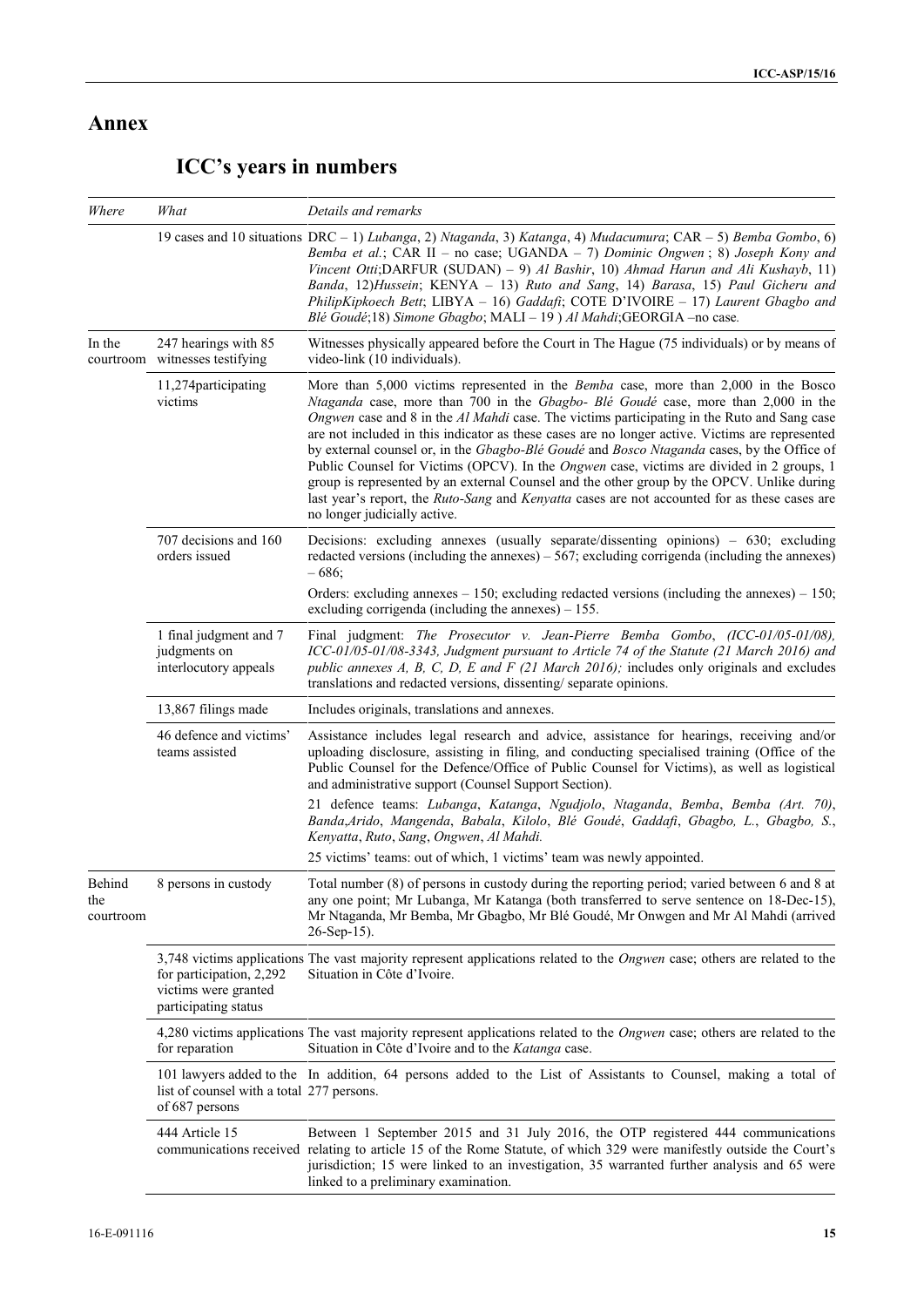# Annex

## ICC's years in numbers

| *Where* | *What* | *Details and remarks* |
|---|---|---|
| | 19 cases and 10 situations | DRC – 1) *Lubanga*, 2) *Ntaganda*, 3) *Katanga*, 4) *Mudacumura*; CAR – 5) *Bemba Gombo*, 6) *Bemba et al.*; CAR II – no case; UGANDA – 7) *Dominic Ongwen* ; 8) *Joseph Kony and Vincent Otti*;DARFUR (SUDAN) – 9) *Al Bashir*, 10) *Ahmad Harun and Ali Kushayb*, 11) *Banda*, 12)*Hussein*; KENYA – 13) *Ruto and Sang*, 14) *Barasa*, 15) *Paul Gicheru and PhilipKipkoech Bett*; LIBYA – 16) *Gaddafi*; COTE D'IVOIRE – 17) *Laurent Gbagbo and Blé Goudé*;18) *Simone Gbagbo*; MALI – 19 ) *Al Mahdi*;GEORGIA –no case. |
| In the courtroom | 247 hearings with 85 witnesses testifying | Witnesses physically appeared before the Court in The Hague (75 individuals) or by means of video-link (10 individuals). |
| | 11,274participating victims | More than 5,000 victims represented in the *Bemba* case, more than 2,000 in the Bosco *Ntaganda* case, more than 700 in the *Gbagbo- Blé Goudé* case, more than 2,000 in the *Ongwen* case and 8 in the *Al Mahdi* case. The victims participating in the Ruto and Sang case are not included in this indicator as these cases are no longer active. Victims are represented by external counsel or, in the *Gbagbo-Blé Goudé* and *Bosco Ntaganda* cases, by the Office of Public Counsel for Victims (OPCV). In the *Ongwen* case, victims are divided in 2 groups, 1 group is represented by an external Counsel and the other group by the OPCV. Unlike during last year's report, the *Ruto-Sang* and *Kenyatta* cases are not accounted for as these cases are no longer judicially active. |
| | 707 decisions and 160 orders issued | Decisions: excluding annexes (usually separate/dissenting opinions) – 630; excluding redacted versions (including the annexes) – 567; excluding corrigenda (including the annexes) – 686;<br>Orders: excluding annexes – 150; excluding redacted versions (including the annexes) – 150; excluding corrigenda (including the annexes) – 155. |
| | 1 final judgment and 7 judgments on interlocutory appeals | Final judgment: *The Prosecutor v. Jean-Pierre Bemba Gombo*, *(ICC-01/05-01/08), ICC-01/05-01/08-3343, Judgment pursuant to Article 74 of the Statute (21 March 2016) and public annexes A, B, C, D, E and F (21 March 2016);* includes only originals and excludes translations and redacted versions, dissenting/ separate opinions. |
| | 13,867 filings made | Includes originals, translations and annexes. |
| | 46 defence and victims' teams assisted | Assistance includes legal research and advice, assistance for hearings, receiving and/or uploading disclosure, assisting in filing, and conducting specialised training (Office of the Public Counsel for the Defence/Office of Public Counsel for Victims), as well as logistical and administrative support (Counsel Support Section).<br>21 defence teams: *Lubanga*, *Katanga*, *Ngudjolo*, *Ntaganda*, *Bemba*, *Bemba (Art. 70)*, *Banda*,*Arido*, *Mangenda*, *Babala*, *Kilolo*, *Blé Goudé*, *Gaddafi*, *Gbagbo, L.*, *Gbagbo, S.*, *Kenyatta*, *Ruto*, *Sang*, *Ongwen*, *Al Mahdi.*<br>25 victims' teams: out of which, 1 victims' team was newly appointed. |
| Behind the courtroom | 8 persons in custody | Total number (8) of persons in custody during the reporting period; varied between 6 and 8 at any one point; Mr Lubanga, Mr Katanga (both transferred to serve sentence on 18-Dec-15), Mr Ntaganda, Mr Bemba, Mr Gbagbo, Mr Blé Goudé, Mr Onwgen and Mr Al Mahdi (arrived 26-Sep-15). |
| | 3,748 victims applications for participation, 2,292 victims were granted participating status | The vast majority represent applications related to the *Ongwen* case; others are related to the Situation in Côte d'Ivoire. |
| | 4,280 victims applications for reparation | The vast majority represent applications related to the *Ongwen* case; others are related to the Situation in Côte d'Ivoire and to the *Katanga* case. |
| | 101 lawyers added to the list of counsel with a total of 687 persons | In addition, 64 persons added to the List of Assistants to Counsel, making a total of 277 persons. |
| | 444 Article 15 communications received | Between 1 September 2015 and 31 July 2016, the OTP registered 444 communications relating to article 15 of the Rome Statute, of which 329 were manifestly outside the Court's jurisdiction; 15 were linked to an investigation, 35 warranted further analysis and 65 were linked to a preliminary examination. |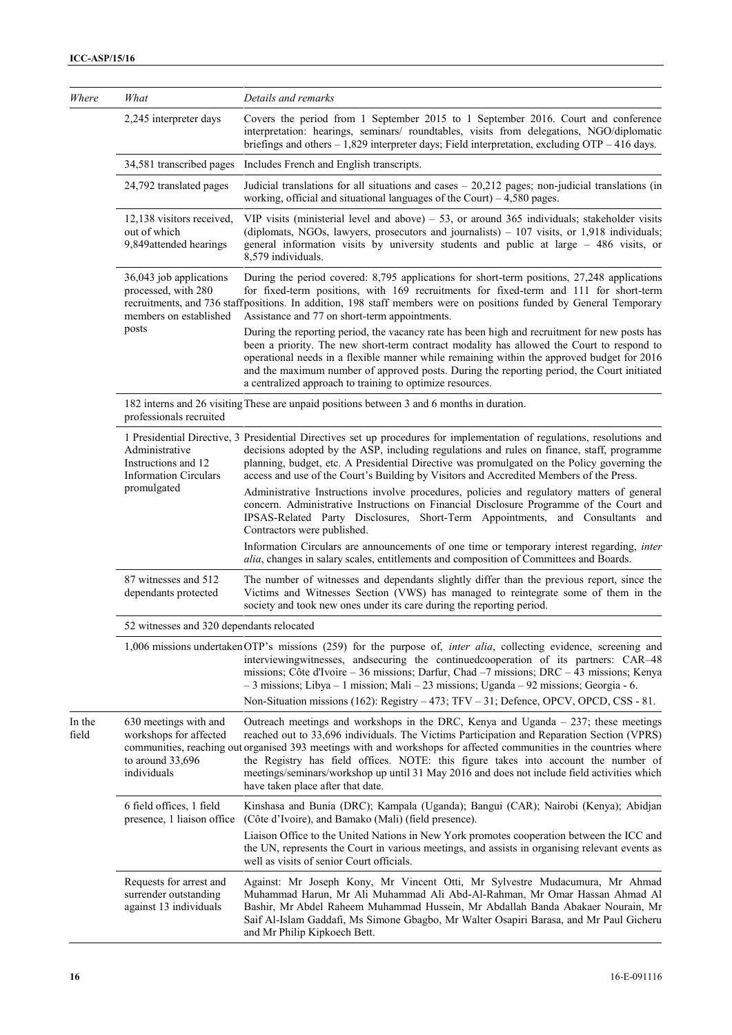| Where | What | Details and remarks |
|---|---|---|
| | 2,245 interpreter days | Covers the period from 1 September 2015 to 1 September 2016. Court and conference interpretation: hearings, seminars/ roundtables, visits from delegations, NGO/diplomatic briefings and others – 1,829 interpreter days; Field interpretation, excluding OTP – 416 days. |
| | 34,581 transcribed pages | Includes French and English transcripts. |
| | 24,792 translated pages | Judicial translations for all situations and cases – 20,212 pages; non-judicial translations (in working, official and situational languages of the Court) – 4,580 pages. |
| | 12,138 visitors received, out of which 9,849attended hearings | VIP visits (ministerial level and above) – 53, or around 365 individuals; stakeholder visits (diplomats, NGOs, lawyers, prosecutors and journalists) – 107 visits, or 1,918 individuals; general information visits by university students and public at large – 486 visits, or 8,579 individuals. |
| | 36,043 job applications processed, with 280 recruitments, and 736 staff members on established posts | During the period covered: 8,795 applications for short-term positions, 27,248 applications for fixed-term positions, with 169 recruitments for fixed-term and 111 for short-term positions. In addition, 198 staff members were on positions funded by General Temporary Assistance and 77 on short-term appointments.<br><br>During the reporting period, the vacancy rate has been high and recruitment for new posts has been a priority. The new short-term contract modality has allowed the Court to respond to operational needs in a flexible manner while remaining within the approved budget for 2016 and the maximum number of approved posts. During the reporting period, the Court initiated a centralized approach to training to optimize resources. |
| | 182 interns and 26 visiting professionals recruited | These are unpaid positions between 3 and 6 months in duration. |
| | 1 Presidential Directive, 3 Administrative Instructions and 12 Information Circulars promulgated | Presidential Directives set up procedures for implementation of regulations, resolutions and decisions adopted by the ASP, including regulations and rules on finance, staff, programme planning, budget, etc. A Presidential Directive was promulgated on the Policy governing the access and use of the Court's Building by Visitors and Accredited Members of the Press.<br><br>Administrative Instructions involve procedures, policies and regulatory matters of general concern. Administrative Instructions on Financial Disclosure Programme of the Court and IPSAS-Related Party Disclosures, Short-Term Appointments, and Consultants and Contractors were published.<br><br>Information Circulars are announcements of one time or temporary interest regarding, *inter alia*, changes in salary scales, entitlements and composition of Committees and Boards. |
| | 87 witnesses and 512 dependants protected | The number of witnesses and dependants slightly differ than the previous report, since the Victims and Witnesses Section (VWS) has managed to reintegrate some of them in the society and took new ones under its care during the reporting period. |
| | 52 witnesses and 320 dependants relocated | |
| | 1,006 missions undertaken | OTP's missions (259) for the purpose of, *inter alia*, collecting evidence, screening and interviewingwitnesses, andsecuring the continuedcooperation of its partners: CAR–48 missions; Côte d'Ivoire – 36 missions; Darfur, Chad –7 missions; DRC – 43 missions; Kenya – 3 missions; Libya – 1 mission; Mali – 23 missions; Uganda – 92 missions; Georgia - 6.<br><br>Non-Situation missions (162): Registry – 473; TFV – 31; Defence, OPCV, OPCD, CSS - 81. |
| In the field | 630 meetings with and workshops for affected communities, reaching out to around 33,696 individuals | Outreach meetings and workshops in the DRC, Kenya and Uganda – 237; these meetings reached out to 33,696 individuals. The Victims Participation and Reparation Section (VPRS) organised 393 meetings with and workshops for affected communities in the countries where the Registry has field offices. NOTE: this figure takes into account the number of meetings/seminars/workshop up until 31 May 2016 and does not include field activities which have taken place after that date. |
| | 6 field offices, 1 field presence, 1 liaison office | Kinshasa and Bunia (DRC); Kampala (Uganda); Bangui (CAR); Nairobi (Kenya); Abidjan (Côte d'Ivoire), and Bamako (Mali) (field presence).<br><br>Liaison Office to the United Nations in New York promotes cooperation between the ICC and the UN, represents the Court in various meetings, and assists in organising relevant events as well as visits of senior Court officials. |
| | Requests for arrest and surrender outstanding against 13 individuals | Against: Mr Joseph Kony, Mr Vincent Otti, Mr Sylvestre Mudacumura, Mr Ahmad Muhammad Harun, Mr Ali Muhammad Ali Abd-Al-Rahman, Mr Omar Hassan Ahmad Al Bashir, Mr Abdel Raheem Muhammad Hussein, Mr Abdallah Banda Abakaer Nourain, Mr Saif Al-Islam Gaddafi, Ms Simone Gbagbo, Mr Walter Osapiri Barasa, and Mr Paul Gicheru and Mr Philip Kipkoech Bett. |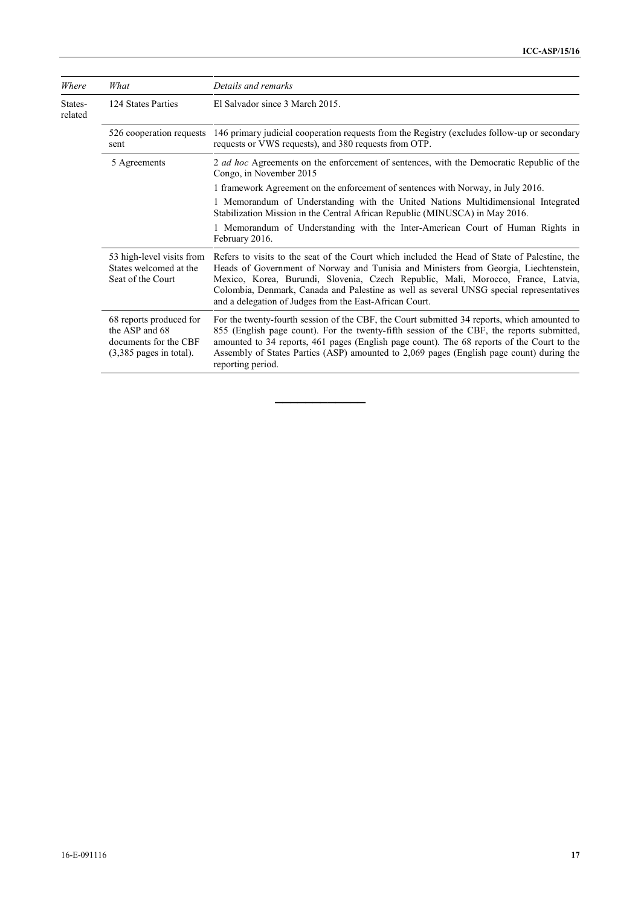| *Where* | *What* | *Details and remarks* |
|---|---|---|
| States-related | 124 States Parties | El Salvador since 3 March 2015. |
| | 526 cooperation requests sent | 146 primary judicial cooperation requests from the Registry (excludes follow-up or secondary requests or VWS requests), and 380 requests from OTP. |
| | 5 Agreements | 2 *ad hoc* Agreements on the enforcement of sentences, with the Democratic Republic of the Congo, in November 2015<br>1 framework Agreement on the enforcement of sentences with Norway, in July 2016.<br>1 Memorandum of Understanding with the United Nations Multidimensional Integrated Stabilization Mission in the Central African Republic (MINUSCA) in May 2016.<br>1 Memorandum of Understanding with the Inter-American Court of Human Rights in February 2016. |
| | 53 high-level visits from States welcomed at the Seat of the Court | Refers to visits to the seat of the Court which included the Head of State of Palestine, the Heads of Government of Norway and Tunisia and Ministers from Georgia, Liechtenstein, Mexico, Korea, Burundi, Slovenia, Czech Republic, Mali, Morocco, France, Latvia, Colombia, Denmark, Canada and Palestine as well as several UNSG special representatives and a delegation of Judges from the East-African Court. |
| | 68 reports produced for the ASP and 68 documents for the CBF (3,385 pages in total). | For the twenty-fourth session of the CBF, the Court submitted 34 reports, which amounted to 855 (English page count). For the twenty-fifth session of the CBF, the reports submitted, amounted to 34 reports, 461 pages (English page count). The 68 reports of the Court to the Assembly of States Parties (ASP) amounted to 2,069 pages (English page count) during the reporting period. |